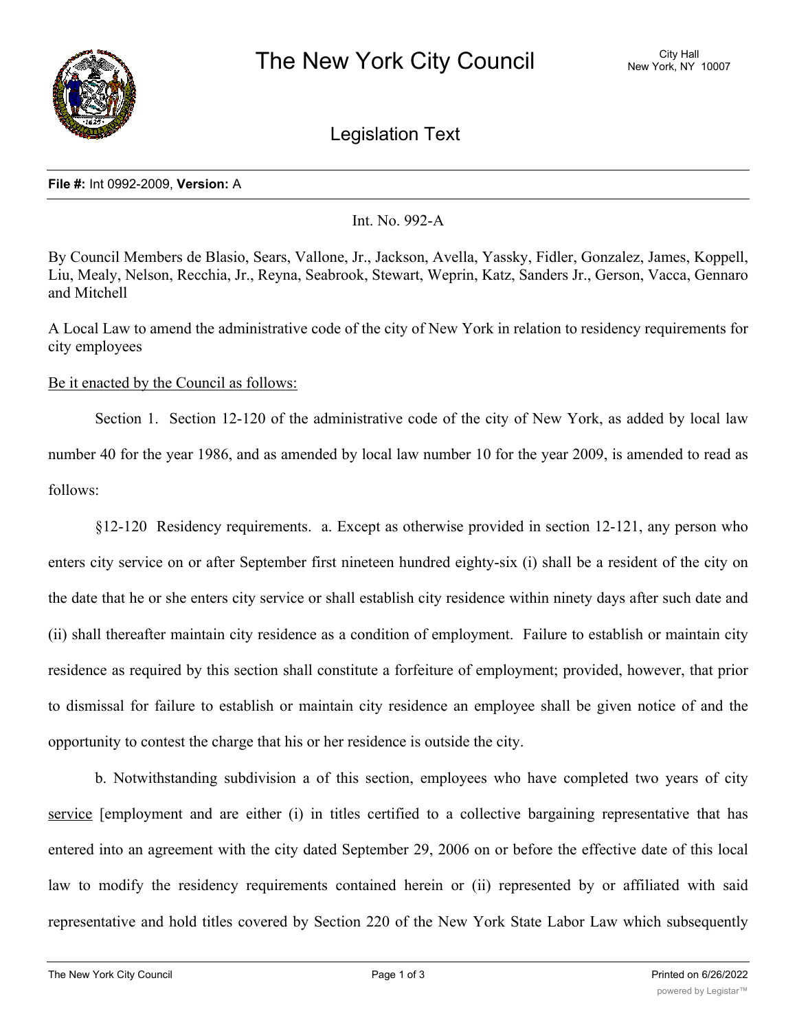# The New York City Council

City Hall
New York, NY 10007

## Legislation Text

**File #:** Int 0992-2009, **Version:** A

Int. No. 992-A

By Council Members de Blasio, Sears, Vallone, Jr., Jackson, Avella, Yassky, Fidler, Gonzalez, James, Koppell, Liu, Mealy, Nelson, Recchia, Jr., Reyna, Seabrook, Stewart, Weprin, Katz, Sanders Jr., Gerson, Vacca, Gennaro and Mitchell

A Local Law to amend the administrative code of the city of New York in relation to residency requirements for city employees

<u>Be it enacted by the Council as follows:</u>

Section 1. Section 12-120 of the administrative code of the city of New York, as added by local law number 40 for the year 1986, and as amended by local law number 10 for the year 2009, is amended to read as follows:

§12-120 Residency requirements. a. Except as otherwise provided in section 12-121, any person who enters city service on or after September first nineteen hundred eighty-six (i) shall be a resident of the city on the date that he or she enters city service or shall establish city residence within ninety days after such date and (ii) shall thereafter maintain city residence as a condition of employment. Failure to establish or maintain city residence as required by this section shall constitute a forfeiture of employment; provided, however, that prior to dismissal for failure to establish or maintain city residence an employee shall be given notice of and the opportunity to contest the charge that his or her residence is outside the city.

b. Notwithstanding subdivision a of this section, employees who have completed two years of city <u>service</u> [employment and are either (i) in titles certified to a collective bargaining representative that has entered into an agreement with the city dated September 29, 2006 on or before the effective date of this local law to modify the residency requirements contained herein or (ii) represented by or affiliated with said representative and hold titles covered by Section 220 of the New York State Labor Law which subsequently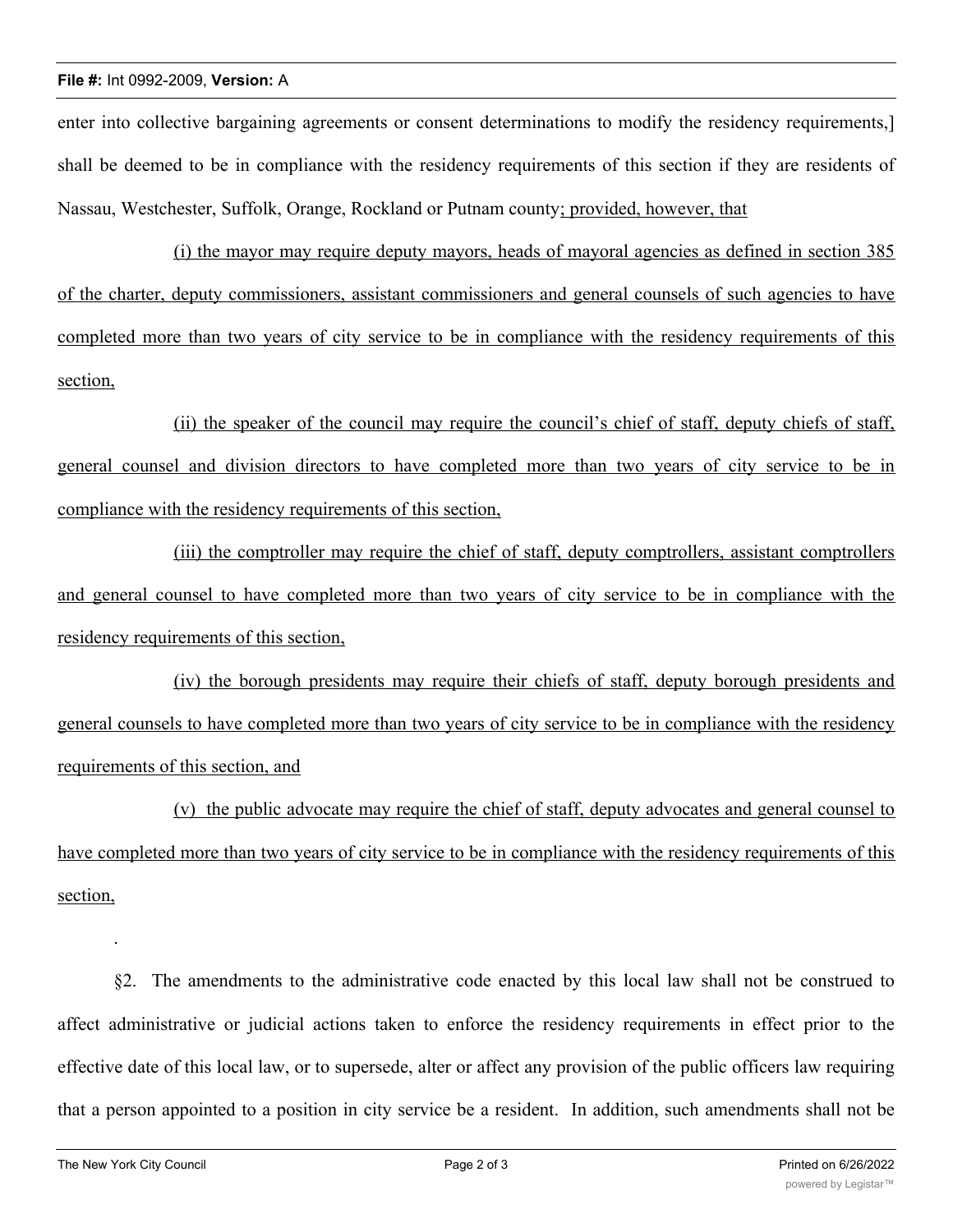enter into collective bargaining agreements or consent determinations to modify the residency requirements,] shall be deemed to be in compliance with the residency requirements of this section if they are residents of Nassau, Westchester, Suffolk, Orange, Rockland or Putnam county<u>; provided, however, that</u>

<u>(i) the mayor may require deputy mayors, heads of mayoral agencies as defined in section 385 of the charter, deputy commissioners, assistant commissioners and general counsels of such agencies to have completed more than two years of city service to be in compliance with the residency requirements of this section,</u>

<u>(ii) the speaker of the council may require the council's chief of staff, deputy chiefs of staff, general counsel and division directors to have completed more than two years of city service to be in compliance with the residency requirements of this section,</u>

<u>(iii) the comptroller may require the chief of staff, deputy comptrollers, assistant comptrollers and general counsel to have completed more than two years of city service to be in compliance with the residency requirements of this section,</u>

<u>(iv) the borough presidents may require their chiefs of staff, deputy borough presidents and general counsels to have completed more than two years of city service to be in compliance with the residency requirements of this section, and</u>

<u>(v) the public advocate may require the chief of staff, deputy advocates and general counsel to have completed more than two years of city service to be in compliance with the residency requirements of this section,</u>

.

§2. The amendments to the administrative code enacted by this local law shall not be construed to affect administrative or judicial actions taken to enforce the residency requirements in effect prior to the effective date of this local law, or to supersede, alter or affect any provision of the public officers law requiring that a person appointed to a position in city service be a resident. In addition, such amendments shall not be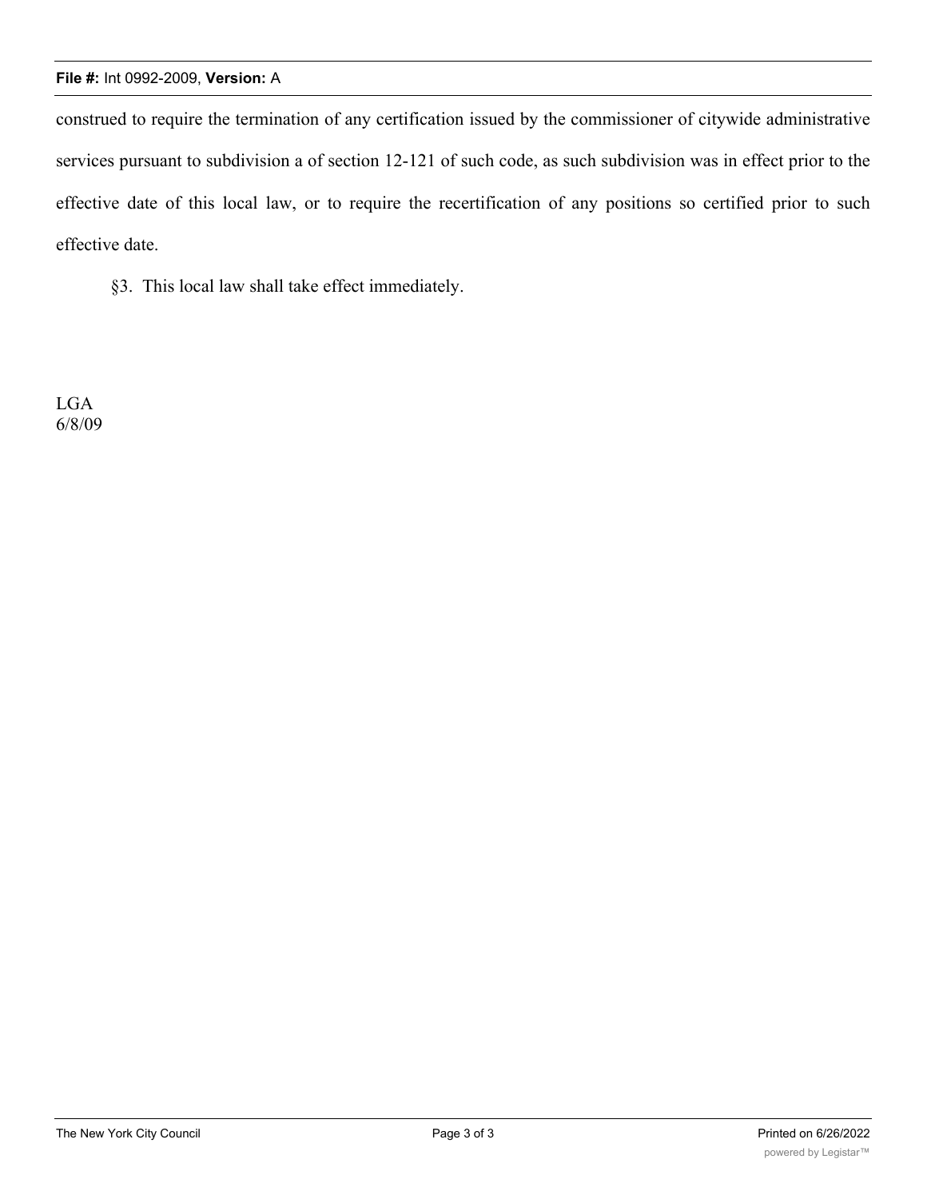construed to require the termination of any certification issued by the commissioner of citywide administrative services pursuant to subdivision a of section 12-121 of such code, as such subdivision was in effect prior to the effective date of this local law, or to require the recertification of any positions so certified prior to such effective date.

§3. This local law shall take effect immediately.

LGA
6/8/09